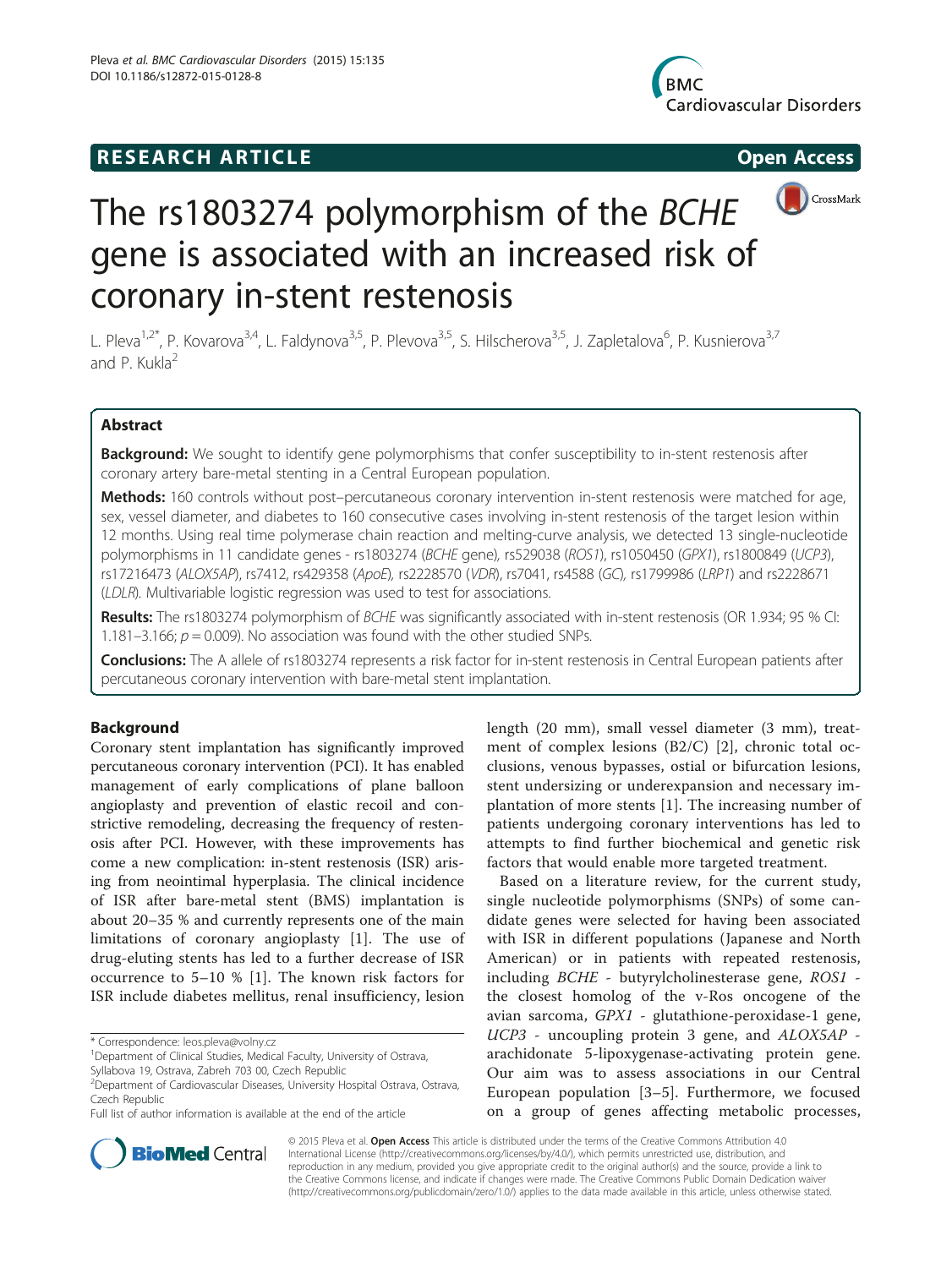**RESEARCH ARTICLE** **Open Access**

# The rs1803274 polymorphism of the *BCHE* gene is associated with an increased risk of coronary in-stent restenosis

L. Pleva[1,2*], P. Kovarova[3,4], L. Faldynova[3,5], P. Plevova[3,5], S. Hilscherova[3,5], J. Zapletalova[6], P. Kusnierova[3,7] and P. Kukla[2]

## Abstract

**Background:** We sought to identify gene polymorphisms that confer susceptibility to in-stent restenosis after coronary artery bare-metal stenting in a Central European population.

**Methods:** 160 controls without post–percutaneous coronary intervention in-stent restenosis were matched for age, sex, vessel diameter, and diabetes to 160 consecutive cases involving in-stent restenosis of the target lesion within 12 months. Using real time polymerase chain reaction and melting-curve analysis, we detected 13 single-nucleotide polymorphisms in 11 candidate genes - rs1803274 (*BCHE* gene), rs529038 (*ROS1*), rs1050450 (*GPX1*), rs1800849 (*UCP3*), rs17216473 (*ALOX5AP*), rs7412, rs429358 (*ApoE*), rs2228570 (*VDR*), rs7041, rs4588 (*GC*), rs1799986 (*LRP1*) and rs2228671 (*LDLR*). Multivariable logistic regression was used to test for associations.

**Results:** The rs1803274 polymorphism of *BCHE* was significantly associated with in-stent restenosis (OR 1.934; 95 % CI: 1.181–3.166; $p = 0.009$). No association was found with the other studied SNPs.

**Conclusions:** The A allele of rs1803274 represents a risk factor for in-stent restenosis in Central European patients after percutaneous coronary intervention with bare-metal stent implantation.

## Background

Coronary stent implantation has significantly improved percutaneous coronary intervention (PCI). It has enabled management of early complications of plane balloon angioplasty and prevention of elastic recoil and constrictive remodeling, decreasing the frequency of restenosis after PCI. However, with these improvements has come a new complication: in-stent restenosis (ISR) arising from neointimal hyperplasia. The clinical incidence of ISR after bare-metal stent (BMS) implantation is about 20–35 % and currently represents one of the main limitations of coronary angioplasty [1]. The use of drug-eluting stents has led to a further decrease of ISR occurrence to 5–10 % [1]. The known risk factors for ISR include diabetes mellitus, renal insufficiency, lesion length (20 mm), small vessel diameter (3 mm), treatment of complex lesions (B2/C) [2], chronic total occlusions, venous bypasses, ostial or bifurcation lesions, stent undersizing or underexpansion and necessary implantation of more stents [1]. The increasing number of patients undergoing coronary interventions has led to attempts to find further biochemical and genetic risk factors that would enable more targeted treatment.

Based on a literature review, for the current study, single nucleotide polymorphisms (SNPs) of some candidate genes were selected for having been associated with ISR in different populations (Japanese and North American) or in patients with repeated restenosis, including *BCHE* - butyrylcholinesterase gene, *ROS1* - the closest homolog of the v-Ros oncogene of the avian sarcoma, *GPX1* - glutathione-peroxidase-1 gene, *UCP3* - uncoupling protein 3 gene, and *ALOX5AP* - arachidonate 5-lipoxygenase-activating protein gene. Our aim was to assess associations in our Central European population [3–5]. Furthermore, we focused on a group of genes affecting metabolic processes,

\* Correspondence: leos.pleva@volny.cz
[1]Department of Clinical Studies, Medical Faculty, University of Ostrava, Syllabova 19, Ostrava, Zabreh 703 00, Czech Republic
[2]Department of Cardiovascular Diseases, University Hospital Ostrava, Ostrava, Czech Republic
Full list of author information is available at the end of the article

© 2015 Pleva et al. **Open Access** This article is distributed under the terms of the Creative Commons Attribution 4.0 International License (http://creativecommons.org/licenses/by/4.0/), which permits unrestricted use, distribution, and reproduction in any medium, provided you give appropriate credit to the original author(s) and the source, provide a link to the Creative Commons license, and indicate if changes were made. The Creative Commons Public Domain Dedication waiver (http://creativecommons.org/publicdomain/zero/1.0/) applies to the data made available in this article, unless otherwise stated.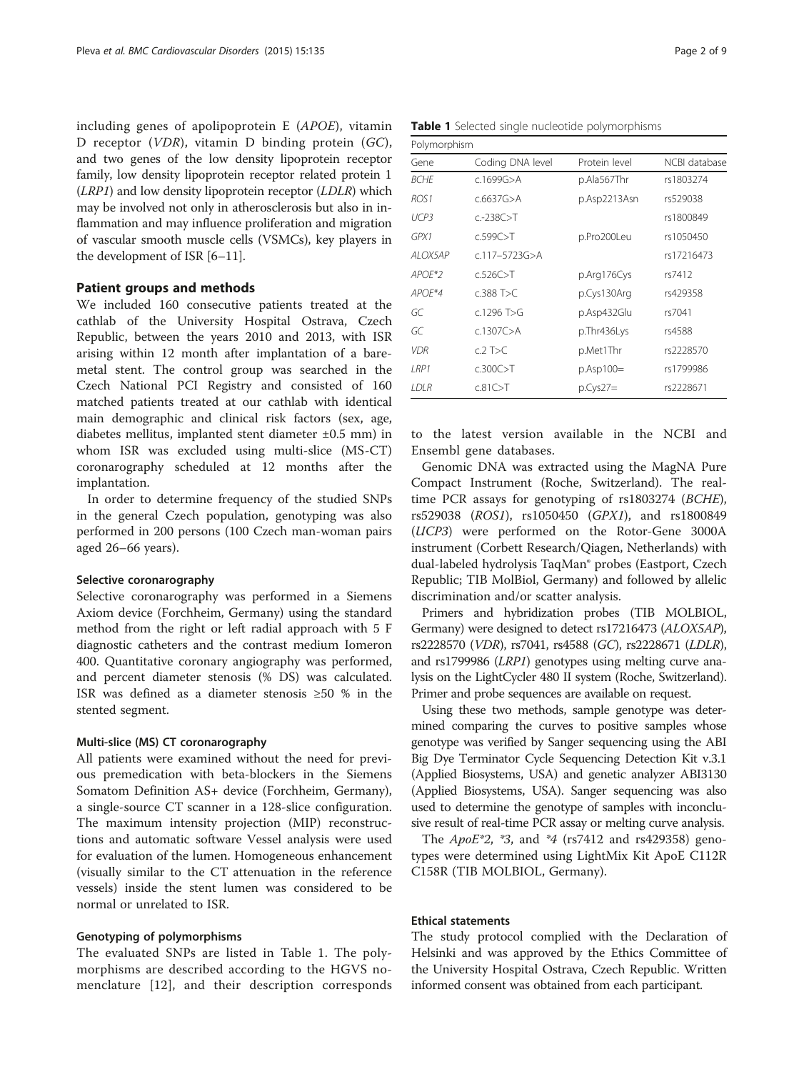including genes of apolipoprotein E (*APOE*), vitamin D receptor (*VDR*), vitamin D binding protein (*GC*), and two genes of the low density lipoprotein receptor family, low density lipoprotein receptor related protein 1 (*LRP1*) and low density lipoprotein receptor (*LDLR*) which may be involved not only in atherosclerosis but also in inflammation and may influence proliferation and migration of vascular smooth muscle cells (VSMCs), key players in the development of ISR [6–11].

## Patient groups and methods

We included 160 consecutive patients treated at the cathlab of the University Hospital Ostrava, Czech Republic, between the years 2010 and 2013, with ISR arising within 12 month after implantation of a bare-metal stent. The control group was searched in the Czech National PCI Registry and consisted of 160 matched patients treated at our cathlab with identical main demographic and clinical risk factors (sex, age, diabetes mellitus, implanted stent diameter ±0.5 mm) in whom ISR was excluded using multi-slice (MS-CT) coronarography scheduled at 12 months after the implantation.

In order to determine frequency of the studied SNPs in the general Czech population, genotyping was also performed in 200 persons (100 Czech man-woman pairs aged 26–66 years).

### Selective coronarography

Selective coronarography was performed in a Siemens Axiom device (Forchheim, Germany) using the standard method from the right or left radial approach with 5 F diagnostic catheters and the contrast medium Iomeron 400. Quantitative coronary angiography was performed, and percent diameter stenosis (% DS) was calculated. ISR was defined as a diameter stenosis ≥50 % in the stented segment.

### Multi-slice (MS) CT coronarography

All patients were examined without the need for previous premedication with beta-blockers in the Siemens Somatom Definition AS+ device (Forchheim, Germany), a single-source CT scanner in a 128-slice configuration. The maximum intensity projection (MIP) reconstructions and automatic software Vessel analysis were used for evaluation of the lumen. Homogeneous enhancement (visually similar to the CT attenuation in the reference vessels) inside the stent lumen was considered to be normal or unrelated to ISR.

### Genotyping of polymorphisms

The evaluated SNPs are listed in Table 1. The polymorphisms are described according to the HGVS nomenclature [12], and their description corresponds to the latest version available in the NCBI and Ensembl gene databases.

**Table 1** Selected single nucleotide polymorphisms

| Polymorphism | | | |
|---|---|---|---|
| Gene | Coding DNA level | Protein level | NCBI database |
| *BCHE* | c.1699G>A | p.Ala567Thr | rs1803274 |
| *ROS1* | c.6637G>A | p.Asp2213Asn | rs529038 |
| *UCP3* | c.-238C>T | | rs1800849 |
| *GPX1* | c.599C>T | p.Pro200Leu | rs1050450 |
| *ALOX5AP* | c.117–5723G>A | | rs17216473 |
| *APOE*2* | c.526C>T | p.Arg176Cys | rs7412 |
| *APOE*4* | c.388 T>C | p.Cys130Arg | rs429358 |
| *GC* | c.1296 T>G | p.Asp432Glu | rs7041 |
| *GC* | c.1307C>A | p.Thr436Lys | rs4588 |
| *VDR* | c.2 T>C | p.Met1Thr | rs2228570 |
| *LRP1* | c.300C>T | p.Asp100= | rs1799986 |
| *LDLR* | c.81C>T | p.Cys27= | rs2228671 |

Genomic DNA was extracted using the MagNA Pure Compact Instrument (Roche, Switzerland). The real-time PCR assays for genotyping of rs1803274 (*BCHE*), rs529038 (*ROS1*), rs1050450 (*GPX1*), and rs1800849 (*UCP3*) were performed on the Rotor-Gene 3000A instrument (Corbett Research/Qiagen, Netherlands) with dual-labeled hydrolysis TaqMan® probes (Eastport, Czech Republic; TIB MolBiol, Germany) and followed by allelic discrimination and/or scatter analysis.

Primers and hybridization probes (TIB MOLBIOL, Germany) were designed to detect rs17216473 (*ALOX5AP*), rs2228570 (*VDR*), rs7041, rs4588 (*GC*), rs2228671 (*LDLR*), and rs1799986 (*LRP1*) genotypes using melting curve analysis on the LightCycler 480 II system (Roche, Switzerland). Primer and probe sequences are available on request.

Using these two methods, sample genotype was determined comparing the curves to positive samples whose genotype was verified by Sanger sequencing using the ABI Big Dye Terminator Cycle Sequencing Detection Kit v.3.1 (Applied Biosystems, USA) and genetic analyzer ABI3130 (Applied Biosystems, USA). Sanger sequencing was also used to determine the genotype of samples with inconclusive result of real-time PCR assay or melting curve analysis.

The *ApoE*2*, **3*, and **4* (rs7412 and rs429358) genotypes were determined using LightMix Kit ApoE C112R C158R (TIB MOLBIOL, Germany).

### Ethical statements

The study protocol complied with the Declaration of Helsinki and was approved by the Ethics Committee of the University Hospital Ostrava, Czech Republic. Written informed consent was obtained from each participant.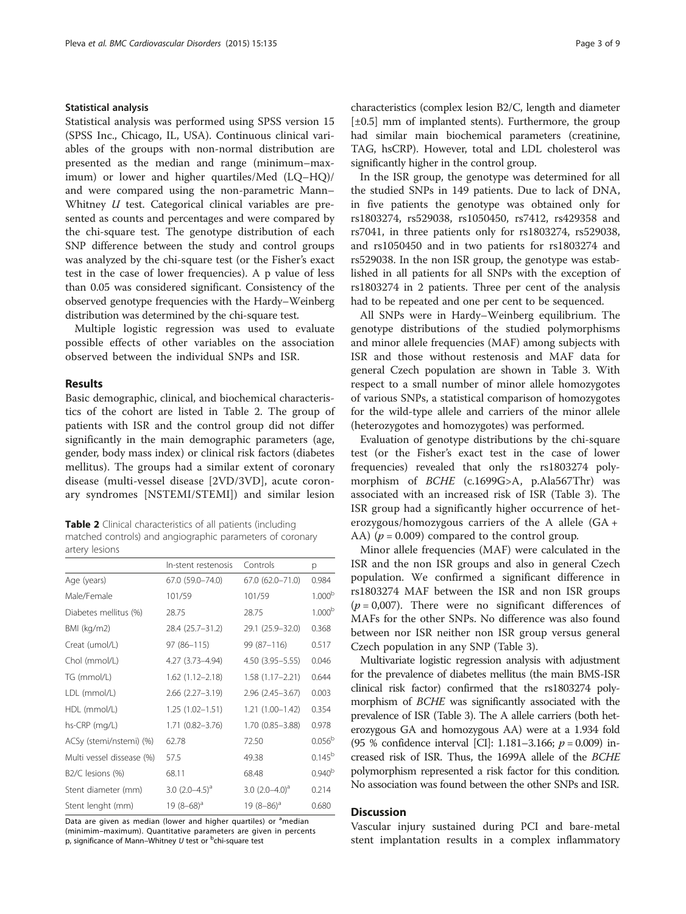#### Statistical analysis

Statistical analysis was performed using SPSS version 15 (SPSS Inc., Chicago, IL, USA). Continuous clinical variables of the groups with non-normal distribution are presented as the median and range (minimum–maximum) or lower and higher quartiles/Med (LQ–HQ)/ and were compared using the non-parametric Mann–Whitney *U* test. Categorical clinical variables are presented as counts and percentages and were compared by the chi-square test. The genotype distribution of each SNP difference between the study and control groups was analyzed by the chi-square test (or the Fisher's exact test in the case of lower frequencies). A p value of less than 0.05 was considered significant. Consistency of the observed genotype frequencies with the Hardy–Weinberg distribution was determined by the chi-square test.

Multiple logistic regression was used to evaluate possible effects of other variables on the association observed between the individual SNPs and ISR.

## Results

Basic demographic, clinical, and biochemical characteristics of the cohort are listed in Table 2. The group of patients with ISR and the control group did not differ significantly in the main demographic parameters (age, gender, body mass index) or clinical risk factors (diabetes mellitus). The groups had a similar extent of coronary disease (multi-vessel disease [2VD/3VD], acute coronary syndromes [NSTEMI/STEMI]) and similar lesion characteristics (complex lesion B2/C, length and diameter [±0.5] mm of implanted stents). Furthermore, the group had similar main biochemical parameters (creatinine, TAG, hsCRP). However, total and LDL cholesterol was significantly higher in the control group.

**Table 2** Clinical characteristics of all patients (including matched controls) and angiographic parameters of coronary artery lesions

| | In-stent restenosis | Controls | p |
|---|---|---|---|
| Age (years) | 67.0 (59.0–74.0) | 67.0 (62.0–71.0) | 0.984 |
| Male/Female | 101/59 | 101/59 | 1.000[b] |
| Diabetes mellitus (%) | 28.75 | 28.75 | 1.000[b] |
| BMI (kg/m2) | 28.4 (25.7–31.2) | 29.1 (25.9–32.0) | 0.368 |
| Creat (umol/L) | 97 (86–115) | 99 (87–116) | 0.517 |
| Chol (mmol/L) | 4.27 (3.73–4.94) | 4.50 (3.95–5.55) | 0.046 |
| TG (mmol/L) | 1.62 (1.12–2.18) | 1.58 (1.17–2.21) | 0.644 |
| LDL (mmol/L) | 2.66 (2.27–3.19) | 2.96 (2.45–3.67) | 0.003 |
| HDL (mmol/L) | 1.25 (1.02–1.51) | 1.21 (1.00–1.42) | 0.354 |
| hs-CRP (mg/L) | 1.71 (0.82–3.76) | 1.70 (0.85–3.88) | 0.978 |
| ACSy (stemi/nstemi) (%) | 62.78 | 72.50 | 0.056[b] |
| Multi vessel disease (%) | 57.5 | 49.38 | 0.145[b] |
| B2/C lesions (%) | 68.11 | 68.48 | 0.940[b] |
| Stent diameter (mm) | 3.0 (2.0–4.5)[a] | 3.0 (2.0–4.0)[a] | 0.214 |
| Stent lenght (mm) | 19 (8–68)[a] | 19 (8–86)[a] | 0.680 |

Data are given as median (lower and higher quartiles) or [a]median (minimim–maximum). Quantitative parameters are given in percents p, significance of Mann–Whitney *U* test or [b]chi-square test

In the ISR group, the genotype was determined for all the studied SNPs in 149 patients. Due to lack of DNA, in five patients the genotype was obtained only for rs1803274, rs529038, rs1050450, rs7412, rs429358 and rs7041, in three patients only for rs1803274, rs529038, and rs1050450 and in two patients for rs1803274 and rs529038. In the non ISR group, the genotype was established in all patients for all SNPs with the exception of rs1803274 in 2 patients. Three per cent of the analysis had to be repeated and one per cent to be sequenced.

All SNPs were in Hardy–Weinberg equilibrium. The genotype distributions of the studied polymorphisms and minor allele frequencies (MAF) among subjects with ISR and those without restenosis and MAF data for general Czech population are shown in Table 3. With respect to a small number of minor allele homozygotes of various SNPs, a statistical comparison of homozygotes for the wild-type allele and carriers of the minor allele (heterozygotes and homozygotes) was performed.

Evaluation of genotype distributions by the chi-square test (or the Fisher's exact test in the case of lower frequencies) revealed that only the rs1803274 polymorphism of *BCHE* (c.1699G>A, p.Ala567Thr) was associated with an increased risk of ISR (Table 3). The ISR group had a significantly higher occurrence of heterozygous/homozygous carriers of the A allele (GA + AA) ($p = 0.009$) compared to the control group.

Minor allele frequencies (MAF) were calculated in the ISR and the non ISR groups and also in general Czech population. We confirmed a significant difference in rs1803274 MAF between the ISR and non ISR groups ($p = 0{,}007$). There were no significant differences of MAFs for the other SNPs. No difference was also found between nor ISR neither non ISR group versus general Czech population in any SNP (Table 3).

Multivariate logistic regression analysis with adjustment for the prevalence of diabetes mellitus (the main BMS-ISR clinical risk factor) confirmed that the rs1803274 polymorphism of *BCHE* was significantly associated with the prevalence of ISR (Table 3). The A allele carriers (both heterozygous GA and homozygous AA) were at a 1.934 fold (95 % confidence interval [CI]: 1.181–3.166; $p = 0.009$) increased risk of ISR. Thus, the 1699A allele of the *BCHE* polymorphism represented a risk factor for this condition. No association was found between the other SNPs and ISR.

## Discussion

Vascular injury sustained during PCI and bare-metal stent implantation results in a complex inflammatory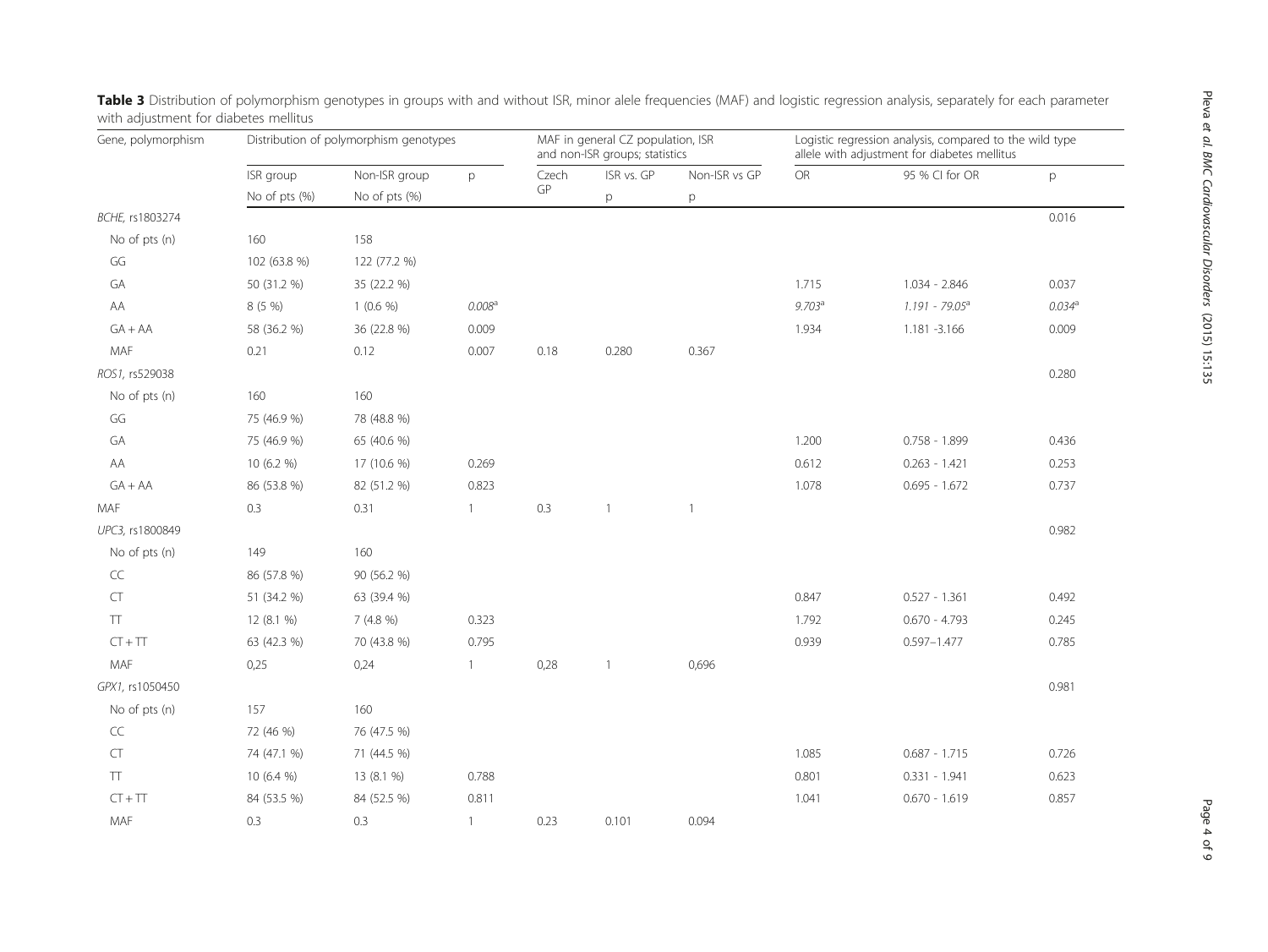**Table 3** Distribution of polymorphism genotypes in groups with and without ISR, minor alele frequencies (MAF) and logistic regression analysis, separately for each parameter with adjustment for diabetes mellitus

| Gene, polymorphism | Distribution of polymorphism genotypes | | | MAF in general CZ population, ISR and non-ISR groups; statistics | | | Logistic regression analysis, compared to the wild type allele with adjustment for diabetes mellitus | | |
|---|---|---|---|---|---|---|---|---|---|
| | ISR group | Non-ISR group | p | Czech GP | ISR vs. GP | Non-ISR vs GP | OR | 95 % CI for OR | p |
| | No of pts (%) | No of pts (%) | | | p | p | | | |
| *BCHE*, rs1803274 | | | | | | | | | 0.016 |
| No of pts (n) | 160 | 158 | | | | | | | |
| GG | 102 (63.8 %) | 122 (77.2 %) | | | | | | | |
| GA | 50 (31.2 %) | 35 (22.2 %) | | | | | 1.715 | 1.034 - 2.846 | 0.037 |
| AA | 8 (5 %) | 1 (0.6 %) | *0.008*[a] | | | | *9.703*[a] | *1.191 - 79.05*[a] | *0.034*[a] |
| GA + AA | 58 (36.2 %) | 36 (22.8 %) | 0.009 | | | | 1.934 | 1.181 -3.166 | 0.009 |
| MAF | 0.21 | 0.12 | 0.007 | 0.18 | 0.280 | 0.367 | | | |
| *ROS1*, rs529038 | | | | | | | | | 0.280 |
| No of pts (n) | 160 | 160 | | | | | | | |
| GG | 75 (46.9 %) | 78 (48.8 %) | | | | | | | |
| GA | 75 (46.9 %) | 65 (40.6 %) | | | | | 1.200 | 0.758 - 1.899 | 0.436 |
| AA | 10 (6.2 %) | 17 (10.6 %) | 0.269 | | | | 0.612 | 0.263 - 1.421 | 0.253 |
| GA + AA | 86 (53.8 %) | 82 (51.2 %) | 0.823 | | | | 1.078 | 0.695 - 1.672 | 0.737 |
| MAF | 0.3 | 0.31 | 1 | 0.3 | 1 | 1 | | | |
| *UPC3*, rs1800849 | | | | | | | | | 0.982 |
| No of pts (n) | 149 | 160 | | | | | | | |
| CC | 86 (57.8 %) | 90 (56.2 %) | | | | | | | |
| CT | 51 (34.2 %) | 63 (39.4 %) | | | | | 0.847 | 0.527 - 1.361 | 0.492 |
| TT | 12 (8.1 %) | 7 (4.8 %) | 0.323 | | | | 1.792 | 0.670 - 4.793 | 0.245 |
| CT + TT | 63 (42.3 %) | 70 (43.8 %) | 0.795 | | | | 0.939 | 0.597–1.477 | 0.785 |
| MAF | 0,25 | 0,24 | 1 | 0,28 | 1 | 0,696 | | | |
| *GPX1*, rs1050450 | | | | | | | | | 0.981 |
| No of pts (n) | 157 | 160 | | | | | | | |
| CC | 72 (46 %) | 76 (47.5 %) | | | | | | | |
| CT | 74 (47.1 %) | 71 (44.5 %) | | | | | 1.085 | 0.687 - 1.715 | 0.726 |
| TT | 10 (6.4 %) | 13 (8.1 %) | 0.788 | | | | 0.801 | 0.331 - 1.941 | 0.623 |
| CT + TT | 84 (53.5 %) | 84 (52.5 %) | 0.811 | | | | 1.041 | 0.670 - 1.619 | 0.857 |
| MAF | 0.3 | 0.3 | 1 | 0.23 | 0.101 | 0.094 | | | |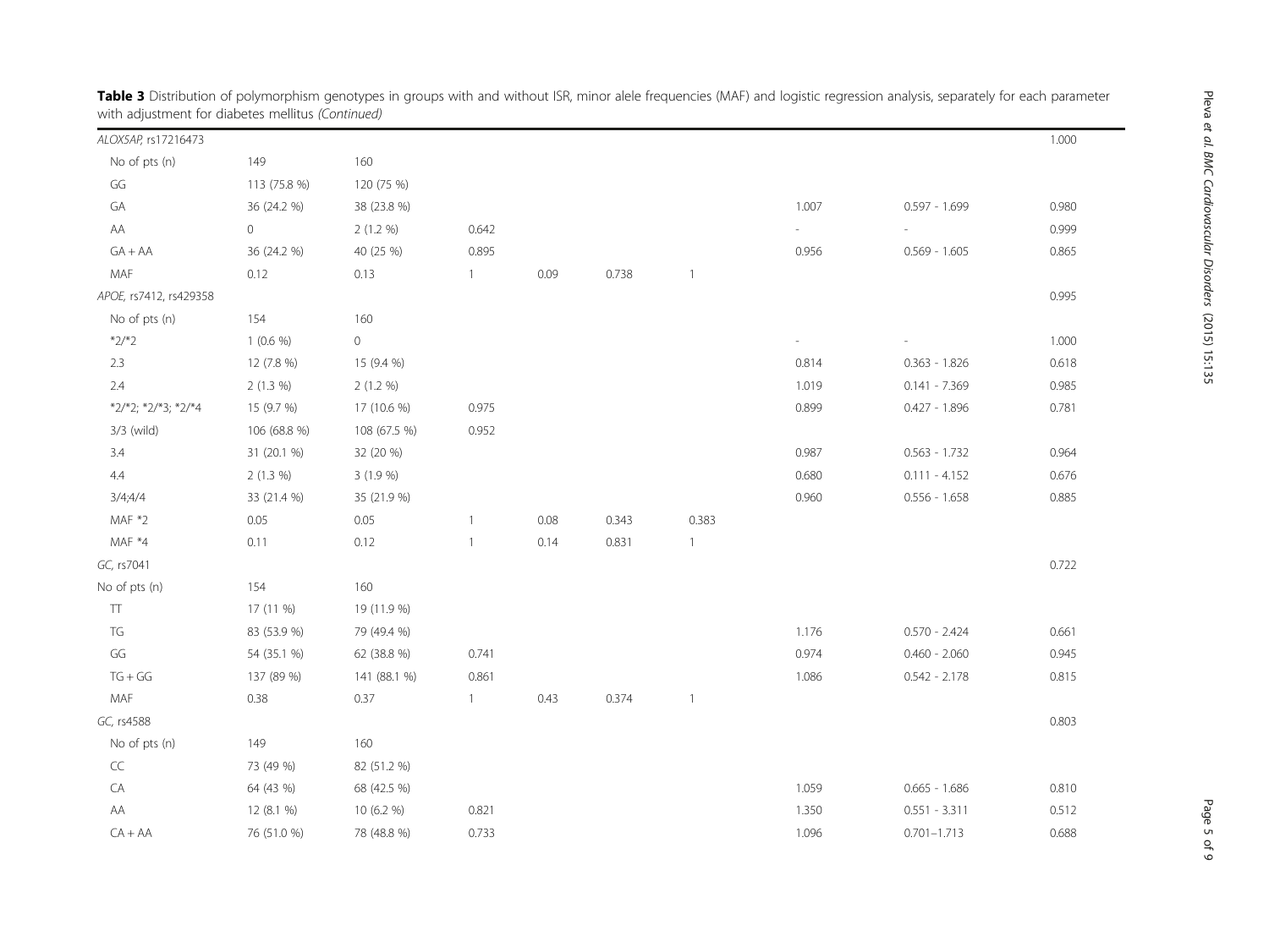**Table 3** Distribution of polymorphism genotypes in groups with and without ISR, minor alele frequencies (MAF) and logistic regression analysis, separately for each parameter with adjustment for diabetes mellitus *(Continued)*

| | | | | | | | | | |
|---|---|---|---|---|---|---|---|---|---|
| *ALOX5AP*, rs17216473 | | | | | | | | | 1.000 |
| No of pts (n) | 149 | 160 | | | | | | | |
| GG | 113 (75.8 %) | 120 (75 %) | | | | | | | |
| GA | 36 (24.2 %) | 38 (23.8 %) | | | | | 1.007 | 0.597 - 1.699 | 0.980 |
| AA | 0 | 2 (1.2 %) | 0.642 | | | | - | - | 0.999 |
| GA + AA | 36 (24.2 %) | 40 (25 %) | 0.895 | | | | 0.956 | 0.569 - 1.605 | 0.865 |
| MAF | 0.12 | 0.13 | 1 | 0.09 | 0.738 | 1 | | | |
| *APOE*, rs7412, rs429358 | | | | | | | | | 0.995 |
| No of pts (n) | 154 | 160 | | | | | | | |
| *2/*2 | 1 (0.6 %) | 0 | | | | | - | - | 1.000 |
| 2.3 | 12 (7.8 %) | 15 (9.4 %) | | | | | 0.814 | 0.363 - 1.826 | 0.618 |
| 2.4 | 2 (1.3 %) | 2 (1.2 %) | | | | | 1.019 | 0.141 - 7.369 | 0.985 |
| *2/*2; *2/*3; *2/*4 | 15 (9.7 %) | 17 (10.6 %) | 0.975 | | | | 0.899 | 0.427 - 1.896 | 0.781 |
| 3/3 (wild) | 106 (68.8 %) | 108 (67.5 %) | 0.952 | | | | | | |
| 3.4 | 31 (20.1 %) | 32 (20 %) | | | | | 0.987 | 0.563 - 1.732 | 0.964 |
| 4.4 | 2 (1.3 %) | 3 (1.9 %) | | | | | 0.680 | 0.111 - 4.152 | 0.676 |
| 3/4;4/4 | 33 (21.4 %) | 35 (21.9 %) | | | | | 0.960 | 0.556 - 1.658 | 0.885 |
| MAF *2 | 0.05 | 0.05 | 1 | 0.08 | 0.343 | 0.383 | | | |
| MAF *4 | 0.11 | 0.12 | 1 | 0.14 | 0.831 | 1 | | | |
| *GC*, rs7041 | | | | | | | | | 0.722 |
| No of pts (n) | 154 | 160 | | | | | | | |
| TT | 17 (11 %) | 19 (11.9 %) | | | | | | | |
| TG | 83 (53.9 %) | 79 (49.4 %) | | | | | 1.176 | 0.570 - 2.424 | 0.661 |
| GG | 54 (35.1 %) | 62 (38.8 %) | 0.741 | | | | 0.974 | 0.460 - 2.060 | 0.945 |
| TG + GG | 137 (89 %) | 141 (88.1 %) | 0.861 | | | | 1.086 | 0.542 - 2.178 | 0.815 |
| MAF | 0.38 | 0.37 | 1 | 0.43 | 0.374 | 1 | | | |
| *GC*, rs4588 | | | | | | | | | 0.803 |
| No of pts (n) | 149 | 160 | | | | | | | |
| CC | 73 (49 %) | 82 (51.2 %) | | | | | | | |
| CA | 64 (43 %) | 68 (42.5 %) | | | | | 1.059 | 0.665 - 1.686 | 0.810 |
| AA | 12 (8.1 %) | 10 (6.2 %) | 0.821 | | | | 1.350 | 0.551 - 3.311 | 0.512 |
| CA + AA | 76 (51.0 %) | 78 (48.8 %) | 0.733 | | | | 1.096 | 0.701–1.713 | 0.688 |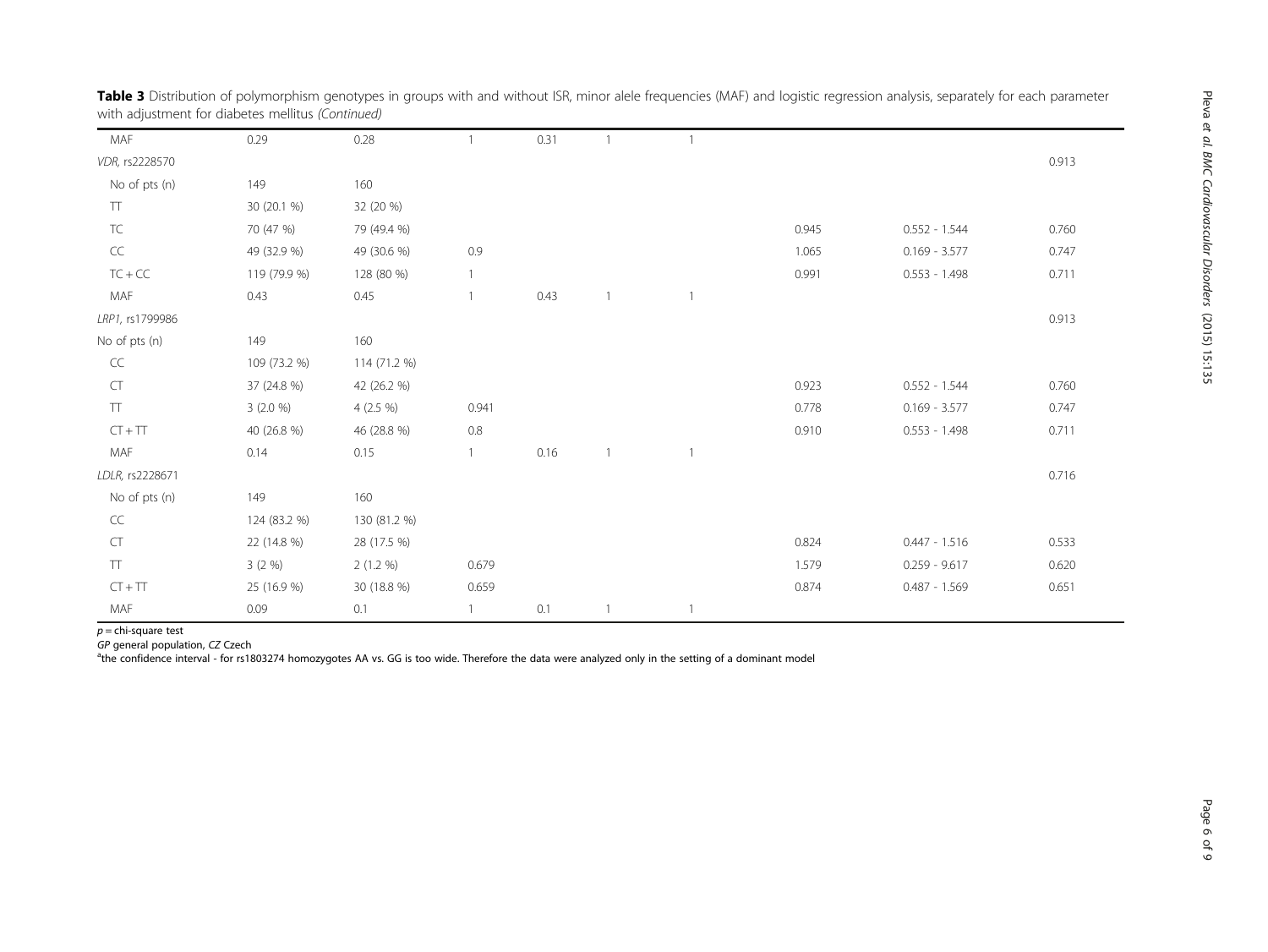**Table 3** Distribution of polymorphism genotypes in groups with and without ISR, minor alele frequencies (MAF) and logistic regression analysis, separately for each parameter with adjustment for diabetes mellitus *(Continued)*

| | | | | | | | | | |
|---|---|---|---|---|---|---|---|---|---|
| MAF | 0.29 | 0.28 | 1 | 0.31 | 1 | 1 | | | |
| *VDR*, rs2228570 | | | | | | | | | 0.913 |
| No of pts (n) | 149 | 160 | | | | | | | |
| TT | 30 (20.1 %) | 32 (20 %) | | | | | | | |
| TC | 70 (47 %) | 79 (49.4 %) | | | | | 0.945 | 0.552 - 1.544 | 0.760 |
| CC | 49 (32.9 %) | 49 (30.6 %) | 0.9 | | | | 1.065 | 0.169 - 3.577 | 0.747 |
| TC + CC | 119 (79.9 %) | 128 (80 %) | 1 | | | | 0.991 | 0.553 - 1.498 | 0.711 |
| MAF | 0.43 | 0.45 | 1 | 0.43 | 1 | 1 | | | |
| *LRP1*, rs1799986 | | | | | | | | | 0.913 |
| No of pts (n) | 149 | 160 | | | | | | | |
| CC | 109 (73.2 %) | 114 (71.2 %) | | | | | | | |
| CT | 37 (24.8 %) | 42 (26.2 %) | | | | | 0.923 | 0.552 - 1.544 | 0.760 |
| TT | 3 (2.0 %) | 4 (2.5 %) | 0.941 | | | | 0.778 | 0.169 - 3.577 | 0.747 |
| CT + TT | 40 (26.8 %) | 46 (28.8 %) | 0.8 | | | | 0.910 | 0.553 - 1.498 | 0.711 |
| MAF | 0.14 | 0.15 | 1 | 0.16 | 1 | 1 | | | |
| *LDLR*, rs2228671 | | | | | | | | | 0.716 |
| No of pts (n) | 149 | 160 | | | | | | | |
| CC | 124 (83.2 %) | 130 (81.2 %) | | | | | | | |
| CT | 22 (14.8 %) | 28 (17.5 %) | | | | | 0.824 | 0.447 - 1.516 | 0.533 |
| TT | 3 (2 %) | 2 (1.2 %) | 0.679 | | | | 1.579 | 0.259 - 9.617 | 0.620 |
| CT + TT | 25 (16.9 %) | 30 (18.8 %) | 0.659 | | | | 0.874 | 0.487 - 1.569 | 0.651 |
| MAF | 0.09 | 0.1 | 1 | 0.1 | 1 | 1 | | | |

*p* = chi-square test

*GP* general population, *CZ* Czech

[a]the confidence interval - for rs1803274 homozygotes AA vs. GG is too wide. Therefore the data were analyzed only in the setting of a dominant model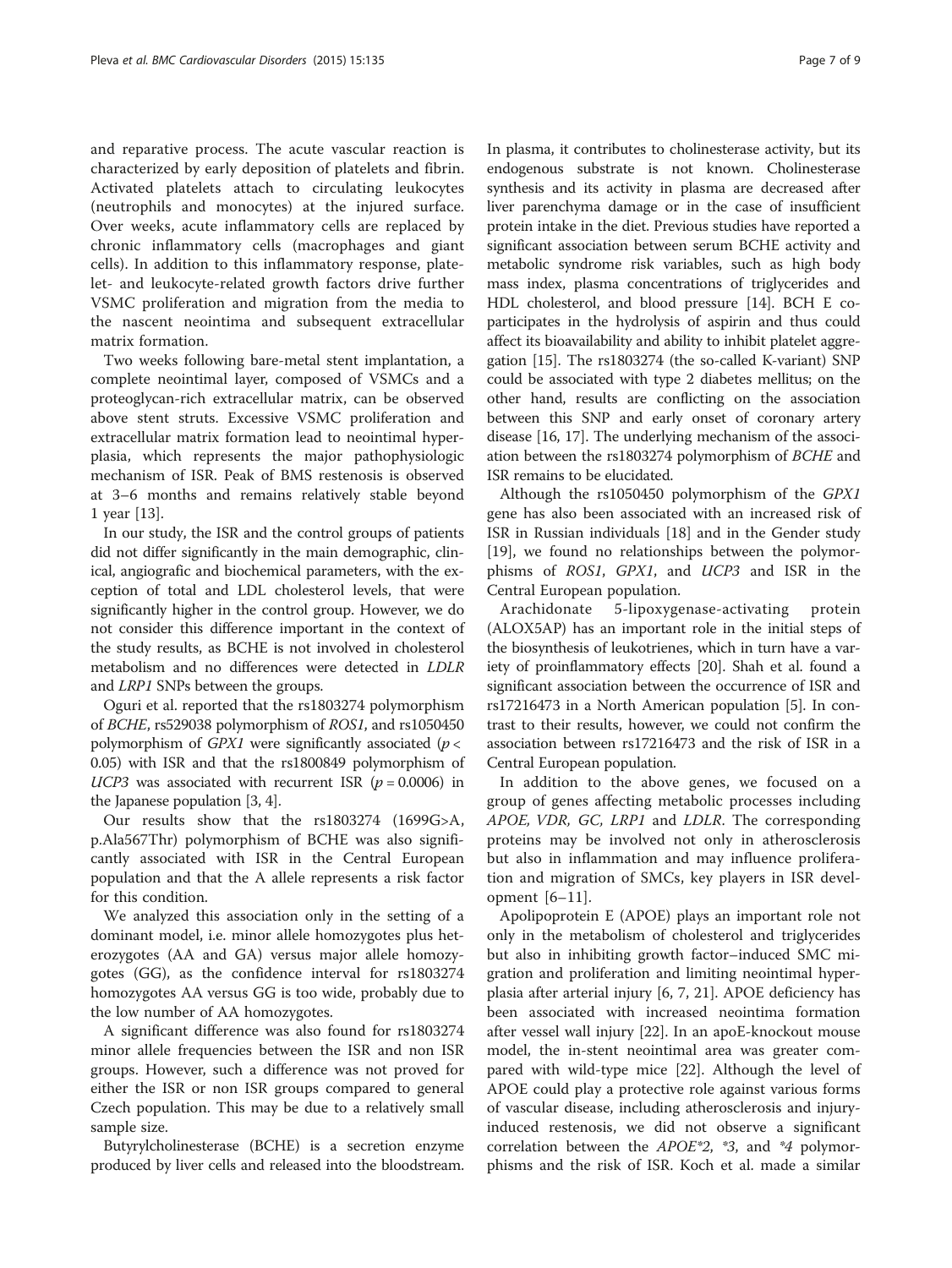and reparative process. The acute vascular reaction is characterized by early deposition of platelets and fibrin. Activated platelets attach to circulating leukocytes (neutrophils and monocytes) at the injured surface. Over weeks, acute inflammatory cells are replaced by chronic inflammatory cells (macrophages and giant cells). In addition to this inflammatory response, platelet- and leukocyte-related growth factors drive further VSMC proliferation and migration from the media to the nascent neointima and subsequent extracellular matrix formation.

Two weeks following bare-metal stent implantation, a complete neointimal layer, composed of VSMCs and a proteoglycan-rich extracellular matrix, can be observed above stent struts. Excessive VSMC proliferation and extracellular matrix formation lead to neointimal hyperplasia, which represents the major pathophysiologic mechanism of ISR. Peak of BMS restenosis is observed at 3–6 months and remains relatively stable beyond 1 year [13].

In our study, the ISR and the control groups of patients did not differ significantly in the main demographic, clinical, angiografic and biochemical parameters, with the exception of total and LDL cholesterol levels, that were significantly higher in the control group. However, we do not consider this difference important in the context of the study results, as BCHE is not involved in cholesterol metabolism and no differences were detected in *LDLR* and *LRP1* SNPs between the groups.

Oguri et al. reported that the rs1803274 polymorphism of *BCHE*, rs529038 polymorphism of *ROS1*, and rs1050450 polymorphism of *GPX1* were significantly associated ($p < 0.05$) with ISR and that the rs1800849 polymorphism of *UCP3* was associated with recurrent ISR ($p = 0.0006$) in the Japanese population [3, 4].

Our results show that the rs1803274 (1699G>A, p.Ala567Thr) polymorphism of BCHE was also significantly associated with ISR in the Central European population and that the A allele represents a risk factor for this condition.

We analyzed this association only in the setting of a dominant model, i.e. minor allele homozygotes plus heterozygotes (AA and GA) versus major allele homozygotes (GG), as the confidence interval for rs1803274 homozygotes AA versus GG is too wide, probably due to the low number of AA homozygotes.

A significant difference was also found for rs1803274 minor allele frequencies between the ISR and non ISR groups. However, such a difference was not proved for either the ISR or non ISR groups compared to general Czech population. This may be due to a relatively small sample size.

Butyrylcholinesterase (BCHE) is a secretion enzyme produced by liver cells and released into the bloodstream. In plasma, it contributes to cholinesterase activity, but its endogenous substrate is not known. Cholinesterase synthesis and its activity in plasma are decreased after liver parenchyma damage or in the case of insufficient protein intake in the diet. Previous studies have reported a significant association between serum BCHE activity and metabolic syndrome risk variables, such as high body mass index, plasma concentrations of triglycerides and HDL cholesterol, and blood pressure [14]. BCH E co-participates in the hydrolysis of aspirin and thus could affect its bioavailability and ability to inhibit platelet aggregation [15]. The rs1803274 (the so-called K-variant) SNP could be associated with type 2 diabetes mellitus; on the other hand, results are conflicting on the association between this SNP and early onset of coronary artery disease [16, 17]. The underlying mechanism of the association between the rs1803274 polymorphism of *BCHE* and ISR remains to be elucidated.

Although the rs1050450 polymorphism of the *GPX1* gene has also been associated with an increased risk of ISR in Russian individuals [18] and in the Gender study [19], we found no relationships between the polymorphisms of *ROS1*, *GPX1*, and *UCP3* and ISR in the Central European population.

Arachidonate 5-lipoxygenase-activating protein (ALOX5AP) has an important role in the initial steps of the biosynthesis of leukotrienes, which in turn have a variety of proinflammatory effects [20]. Shah et al. found a significant association between the occurrence of ISR and rs17216473 in a North American population [5]. In contrast to their results, however, we could not confirm the association between rs17216473 and the risk of ISR in a Central European population.

In addition to the above genes, we focused on a group of genes affecting metabolic processes including *APOE, VDR, GC, LRP1* and *LDLR*. The corresponding proteins may be involved not only in atherosclerosis but also in inflammation and may influence proliferation and migration of SMCs, key players in ISR development [6–11].

Apolipoprotein E (APOE) plays an important role not only in the metabolism of cholesterol and triglycerides but also in inhibiting growth factor–induced SMC migration and proliferation and limiting neointimal hyperplasia after arterial injury [6, 7, 21]. APOE deficiency has been associated with increased neointima formation after vessel wall injury [22]. In an apoE-knockout mouse model, the in-stent neointimal area was greater compared with wild-type mice [22]. Although the level of APOE could play a protective role against various forms of vascular disease, including atherosclerosis and injury-induced restenosis, we did not observe a significant correlation between the *APOE*2*, **3*, and **4* polymorphisms and the risk of ISR. Koch et al. made a similar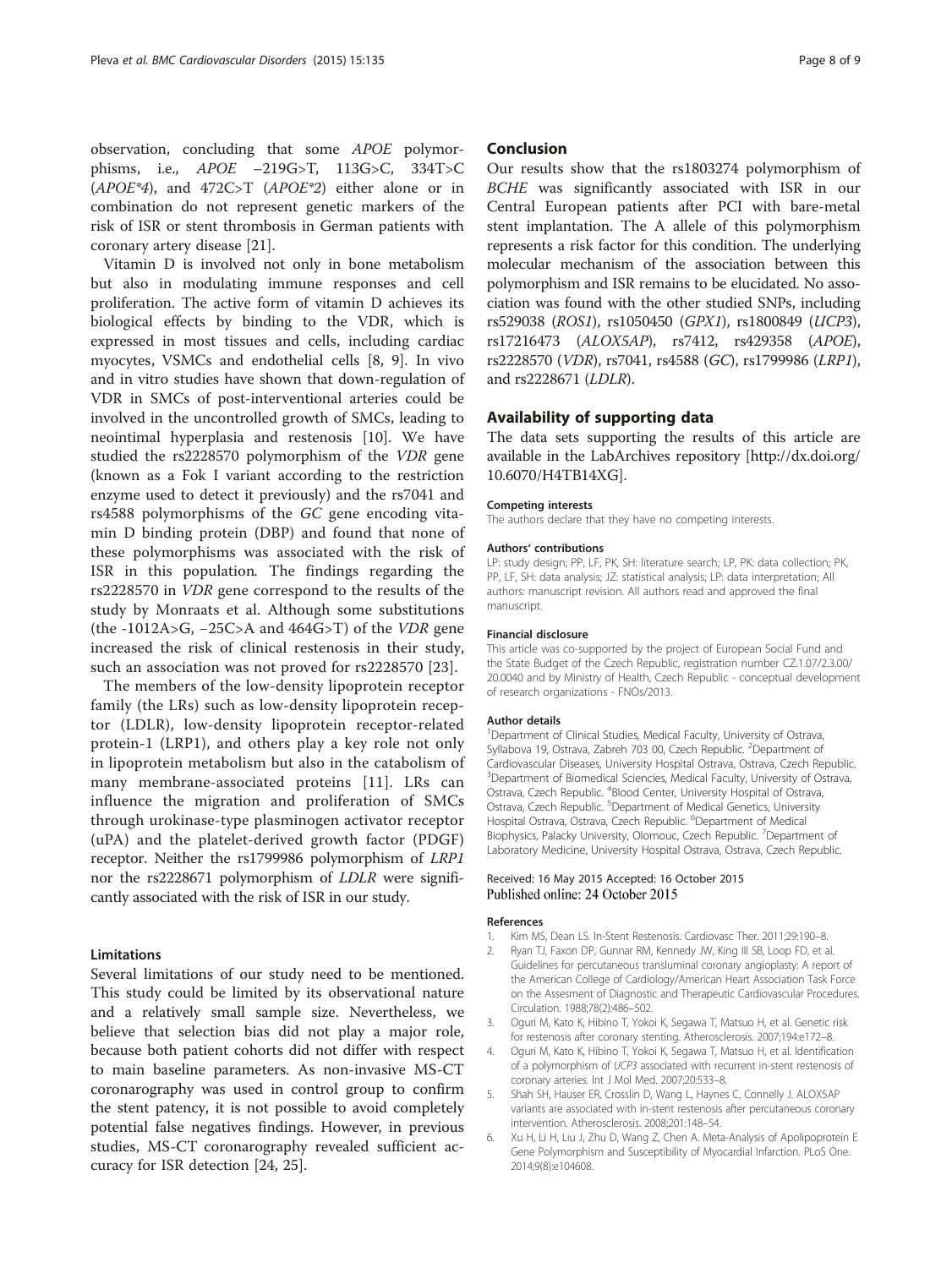observation, concluding that some *APOE* polymorphisms, i.e., *APOE* −219G>T, 113G>C, 334T>C (*APOE\*4*), and 472C>T (*APOE\*2*) either alone or in combination do not represent genetic markers of the risk of ISR or stent thrombosis in German patients with coronary artery disease [21].

Vitamin D is involved not only in bone metabolism but also in modulating immune responses and cell proliferation. The active form of vitamin D achieves its biological effects by binding to the VDR, which is expressed in most tissues and cells, including cardiac myocytes, VSMCs and endothelial cells [8, 9]. In vivo and in vitro studies have shown that down-regulation of VDR in SMCs of post-interventional arteries could be involved in the uncontrolled growth of SMCs, leading to neointimal hyperplasia and restenosis [10]. We have studied the rs2228570 polymorphism of the *VDR* gene (known as a Fok I variant according to the restriction enzyme used to detect it previously) and the rs7041 and rs4588 polymorphisms of the *GC* gene encoding vitamin D binding protein (DBP) and found that none of these polymorphisms was associated with the risk of ISR in this population. The findings regarding the rs2228570 in *VDR* gene correspond to the results of the study by Monraats et al. Although some substitutions (the -1012A>G, −25C>A and 464G>T) of the *VDR* gene increased the risk of clinical restenosis in their study, such an association was not proved for rs2228570 [23].

The members of the low-density lipoprotein receptor family (the LRs) such as low-density lipoprotein receptor (LDLR), low-density lipoprotein receptor-related protein-1 (LRP1), and others play a key role not only in lipoprotein metabolism but also in the catabolism of many membrane-associated proteins [11]. LRs can influence the migration and proliferation of SMCs through urokinase-type plasminogen activator receptor (uPA) and the platelet-derived growth factor (PDGF) receptor. Neither the rs1799986 polymorphism of *LRP1* nor the rs2228671 polymorphism of *LDLR* were significantly associated with the risk of ISR in our study.

## Limitations

Several limitations of our study need to be mentioned. This study could be limited by its observational nature and a relatively small sample size. Nevertheless, we believe that selection bias did not play a major role, because both patient cohorts did not differ with respect to main baseline parameters. As non-invasive MS-CT coronarography was used in control group to confirm the stent patency, it is not possible to avoid completely potential false negatives findings. However, in previous studies, MS-CT coronarography revealed sufficient accuracy for ISR detection [24, 25].

## Conclusion

Our results show that the rs1803274 polymorphism of *BCHE* was significantly associated with ISR in our Central European patients after PCI with bare-metal stent implantation. The A allele of this polymorphism represents a risk factor for this condition. The underlying molecular mechanism of the association between this polymorphism and ISR remains to be elucidated. No association was found with the other studied SNPs, including rs529038 (*ROS1*), rs1050450 (*GPX1*), rs1800849 (*UCP3*), rs17216473 (*ALOX5AP*), rs7412, rs429358 (*APOE*), rs2228570 (*VDR*), rs7041, rs4588 (*GC*), rs1799986 (*LRP1*), and rs2228671 (*LDLR*).

## Availability of supporting data

The data sets supporting the results of this article are available in the LabArchives repository [http://dx.doi.org/10.6070/H4TB14XG].

#### Competing interests

The authors declare that they have no competing interests.

#### Authors' contributions

LP: study design; PP, LF, PK, SH: literature search; LP, PK: data collection; PK, PP, LF, SH: data analysis; JZ: statistical analysis; LP: data interpretation; All authors: manuscript revision. All authors read and approved the final manuscript.

#### Financial disclosure

This article was co-supported by the project of European Social Fund and the State Budget of the Czech Republic, registration number CZ.1.07/2.3.00/20.0040 and by Ministry of Health, Czech Republic - conceptual development of research organizations - FNOs/2013.

#### Author details

[1]Department of Clinical Studies, Medical Faculty, University of Ostrava, Syllabova 19, Ostrava, Zabreh 703 00, Czech Republic. [2]Department of Cardiovascular Diseases, University Hospital Ostrava, Ostrava, Czech Republic. [3]Department of Biomedical Sciencies, Medical Faculty, University of Ostrava, Ostrava, Czech Republic. [4]Blood Center, University Hospital of Ostrava, Ostrava, Czech Republic. [5]Department of Medical Genetics, University Hospital Ostrava, Ostrava, Czech Republic. [6]Department of Medical Biophysics, Palacky University, Olomouc, Czech Republic. [7]Department of Laboratory Medicine, University Hospital Ostrava, Ostrava, Czech Republic.

Received: 16 May 2015 Accepted: 16 October 2015
Published online: 24 October 2015

#### References

1. Kim MS, Dean LS. In-Stent Restenosis. Cardiovasc Ther. 2011;29:190–8.
2. Ryan TJ, Faxon DP, Gunnar RM, Kennedy JW, King III SB, Loop FD, et al. Guidelines for percutaneous transluminal coronary angioplasty: A report of the American College of Cardiology/American Heart Association Task Force on the Assesment of Diagnostic and Therapeutic Cardiovascular Procedures. Circulation. 1988;78(2):486–502.
3. Oguri M, Kato K, Hibino T, Yokoi K, Segawa T, Matsuo H, et al. Genetic risk for restenosis after coronary stenting. Atherosclerosis. 2007;194:e172–8.
4. Oguri M, Kato K, Hibino T, Yokoi K, Segawa T, Matsuo H, et al. Identification of a polymorphism of *UCP3* associated with recurrent in-stent restenosis of coronary arteries. Int J Mol Med. 2007;20:533–8.
5. Shah SH, Hauser ER, Crosslin D, Wang L, Haynes C, Connelly J. ALOX5AP variants are associated with in-stent restenosis after percutaneous coronary intervention. Atherosclerosis. 2008;201:148–54.
6. Xu H, Li H, Liu J, Zhu D, Wang Z, Chen A. Meta-Analysis of Apolipoprotein E Gene Polymorphism and Susceptibility of Myocardial Infarction. PLoS One. 2014;9(8):e104608.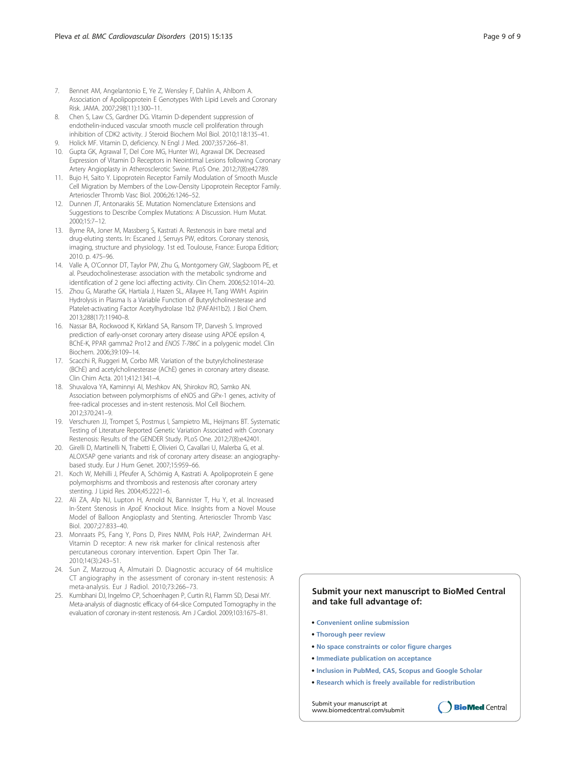7. Bennet AM, Angelantonio E, Ye Z, Wensley F, Dahlin A, Ahlbom A. Association of Apolipoprotein E Genotypes With Lipid Levels and Coronary Risk. JAMA. 2007;298(11):1300–11.
8. Chen S, Law CS, Gardner DG. Vitamin D-dependent suppression of endothelin-induced vascular smooth muscle cell proliferation through inhibition of CDK2 activity. J Steroid Biochem Mol Biol. 2010;118:135–41.
9. Holick MF. Vitamin D, deficiency. N Engl J Med. 2007;357:266–81.
10. Gupta GK, Agrawal T, Del Core MG, Hunter WJ, Agrawal DK. Decreased Expression of Vitamin D Receptors in Neointimal Lesions following Coronary Artery Angioplasty in Atherosclerotic Swine. PLoS One. 2012;7(8):e42789.
11. Bujo H, Saito Y. Lipoprotein Receptor Family Modulation of Smooth Muscle Cell Migration by Members of the Low-Density Lipoprotein Receptor Family. Arterioscler Thromb Vasc Biol. 2006;26:1246–52.
12. Dunnen JT, Antonarakis SE. Mutation Nomenclature Extensions and Suggestions to Describe Complex Mutations: A Discussion. Hum Mutat. 2000;15:7–12.
13. Byrne RA, Joner M, Massberg S, Kastrati A. Restenosis in bare metal and drug-eluting stents. In: Escaned J, Serruys PW, editors. Coronary stenosis, imaging, structure and physiology. 1st ed. Toulouse, France: Europa Edition; 2010. p. 475–96.
14. Valle A, O'Connor DT, Taylor PW, Zhu G, Montgomery GW, Slagboom PE, et al. Pseudocholinesterase: association with the metabolic syndrome and identification of 2 gene loci affecting activity. Clin Chem. 2006;52:1014–20.
15. Zhou G, Marathe GK, Hartiala J, Hazen SL, Allayee H, Tang WWH. Aspirin Hydrolysis in Plasma Is a Variable Function of Butyrylcholinesterase and Platelet-activating Factor Acetylhydrolase 1b2 (PAFAH1b2). J Biol Chem. 2013;288(17):11940–8.
16. Nassar BA, Rockwood K, Kirkland SA, Ransom TP, Darvesh S. Improved prediction of early-onset coronary artery disease using APOE epsilon 4, BChE-K, PPAR gamma2 Pro12 and *ENOS T-786C* in a polygenic model. Clin Biochem. 2006;39:109–14.
17. Scacchi R, Ruggeri M, Corbo MR. Variation of the butyrylcholinesterase (BChE) and acetylcholinesterase (AChE) genes in coronary artery disease. Clin Chim Acta. 2011;412:1341–4.
18. Shuvalova YA, Kaminnyi AI, Meshkov AN, Shirokov RO, Samko AN. Association between polymorphisms of eNOS and GPx-1 genes, activity of free-radical processes and in-stent restenosis. Mol Cell Biochem. 2012;370:241–9.
19. Verschuren JJ, Trompet S, Postmus I, Sampietro ML, Heijmans BT. Systematic Testing of Literature Reported Genetic Variation Associated with Coronary Restenosis: Results of the GENDER Study. PLoS One. 2012;7(8):e42401.
20. Girelli D, Martinelli N, Trabetti E, Olivieri O, Cavallari U, Malerba G, et al. ALOX5AP gene variants and risk of coronary artery disease: an angiography-based study. Eur J Hum Genet. 2007;15:959–66.
21. Koch W, Mehilli J, Pfeufer A, Schömig A, Kastrati A. Apolipoprotein E gene polymorphisms and thrombosis and restenosis after coronary artery stenting. J Lipid Res. 2004;45:2221–6.
22. Ali ZA, Alp NJ, Lupton H, Arnold N, Bannister T, Hu Y, et al. Increased In-Stent Stenosis in *ApoE* Knockout Mice. Insights from a Novel Mouse Model of Balloon Angioplasty and Stenting. Arterioscler Thromb Vasc Biol. 2007;27:833–40.
23. Monraats PS, Fang Y, Pons D, Pires NMM, Pols HAP, Zwinderman AH. Vitamin D receptor: A new risk marker for clinical restenosis after percutaneous coronary intervention. Expert Opin Ther Tar. 2010;14(3):243–51.
24. Sun Z, Marzouq A, Almutairi D. Diagnostic accuracy of 64 multislice CT angiography in the assessment of coronary in-stent restenosis: A meta-analysis. Eur J Radiol. 2010;73:266–73.
25. Kumbhani DJ, Ingelmo CP, Schoenhagen P, Curtin RJ, Flamm SD, Desai MY. Meta-analysis of diagnostic efficacy of 64-slice Computed Tomography in the evaluation of coronary in-stent restenosis. Am J Cardiol. 2009;103:1675–81.

**Submit your next manuscript to BioMed Central and take full advantage of:**

- Convenient online submission
- Thorough peer review
- No space constraints or color figure charges
- Immediate publication on acceptance
- Inclusion in PubMed, CAS, Scopus and Google Scholar
- Research which is freely available for redistribution

Submit your manuscript at
www.biomedcentral.com/submit

BioMed Central